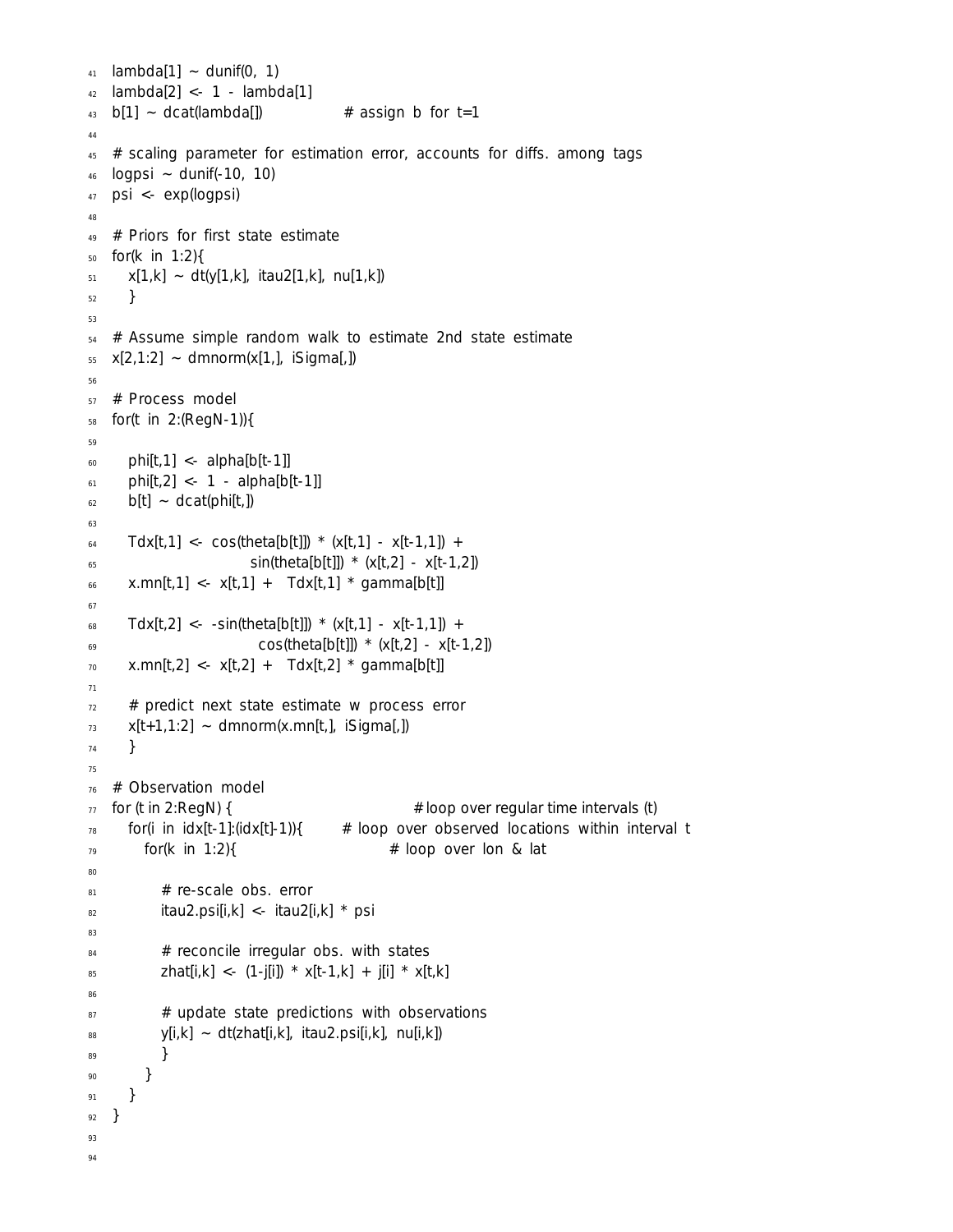```
lambda[1] ~ dunif(0, 1)
lambda[2] <- 1 - lambda[1]
b[1] ~ dcat(lambda[])               # assign b for t=1

# scaling parameter for estimation error, accounts for diffs. among tags
logpsi ~ dunif(-10, 10)
psi <- exp(logpsi)

# Priors for first state estimate
for(k in 1:2){
  x[1,k] ~ dt(y[1,k], itau2[1,k], nu[1,k])
  }

# Assume simple random walk to estimate 2nd state estimate
x[2,1:2] ~ dmnorm(x[1,], iSigma[,])

# Process model
for(t in 2:(RegN-1)){

  phi[t,1] <- alpha[b[t-1]]
  phi[t,2] <- 1 - alpha[b[t-1]]
  b[t] ~ dcat(phi[t,])

  Tdx[t,1] <- cos(theta[b[t]]) * (x[t,1] - x[t-1,1]) +
                        sin(theta[b[t]]) * (x[t,2] - x[t-1,2])
  x.mn[t,1] <- x[t,1] +  Tdx[t,1] * gamma[b[t]]

  Tdx[t,2] <- -sin(theta[b[t]]) * (x[t,1] - x[t-1,1]) +
                         cos(theta[b[t]]) * (x[t,2] - x[t-1,2])
  x.mn[t,2] <- x[t,2] +  Tdx[t,2] * gamma[b[t]]

  # predict next state estimate w process error
  x[t+1,1:2] ~ dmnorm(x.mn[t,], iSigma[,])
  }

# Observation model
for (t in 2:RegN) {                              # loop over regular time intervals (t)
  for(i in idx[t-1]:(idx[t]-1)){       # loop over observed locations within interval t
    for(k in 1:2){                          # loop over lon & lat

      # re-scale obs. error
      itau2.psi[i,k] <- itau2[i,k] * psi

      # reconcile irregular obs. with states
      zhat[i,k] <- (1-j[i]) * x[t-1,k] + j[i] * x[t,k]

      # update state predictions with observations
      y[i,k] ~ dt(zhat[i,k], itau2.psi[i,k], nu[i,k])
      }
    }
  }
}
```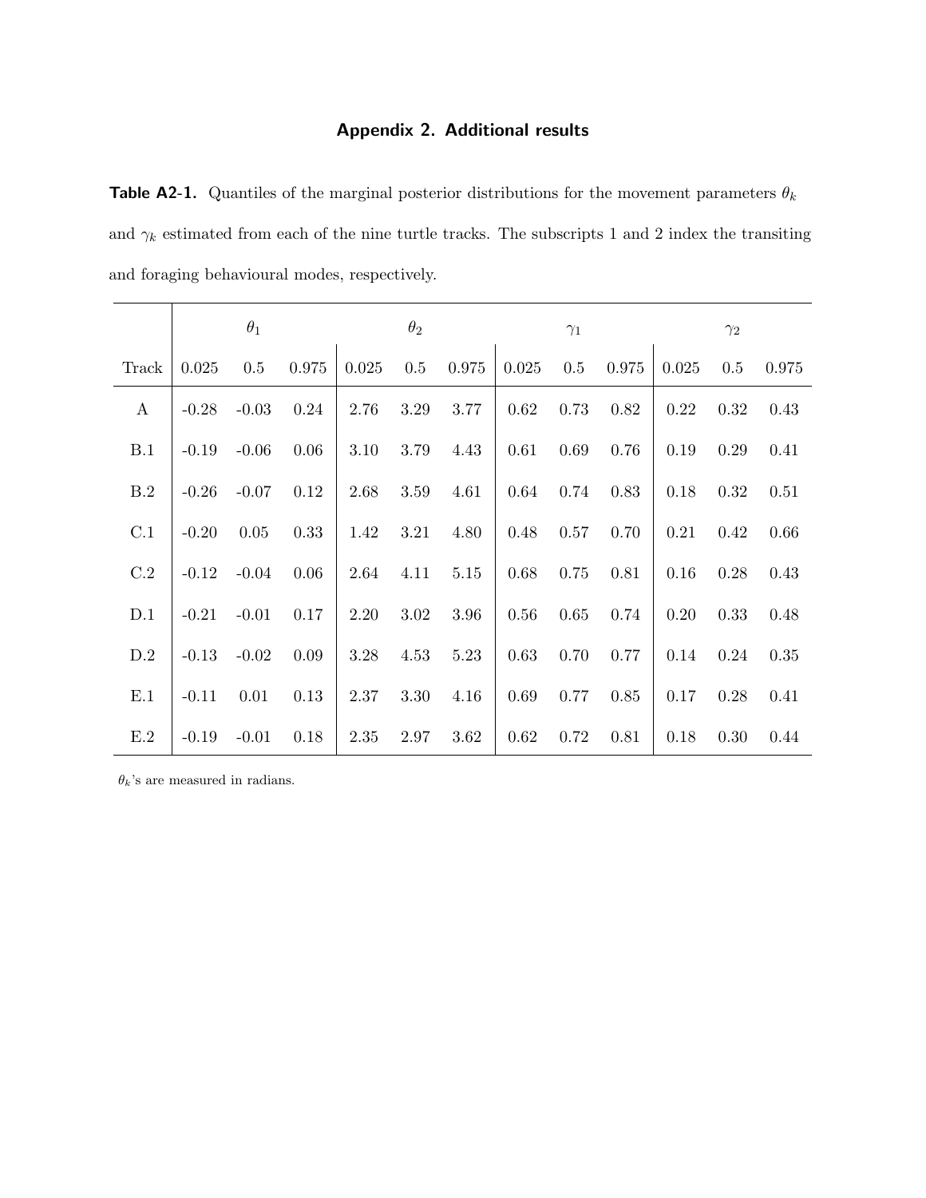## Appendix 2. Additional results

**Table A2-1.** Quantiles of the marginal posterior distributions for the movement parameters $\theta_k$ and $\gamma_k$ estimated from each of the nine turtle tracks. The subscripts 1 and 2 index the transiting and foraging behavioural modes, respectively.

| | $\theta_1$ | | | $\theta_2$ | | | $\gamma_1$ | | | $\gamma_2$ | | |
|---|---|---|---|---|---|---|---|---|---|---|---|---|
| Track | 0.025 | 0.5 | 0.975 | 0.025 | 0.5 | 0.975 | 0.025 | 0.5 | 0.975 | 0.025 | 0.5 | 0.975 |
| A | -0.28 | -0.03 | 0.24 | 2.76 | 3.29 | 3.77 | 0.62 | 0.73 | 0.82 | 0.22 | 0.32 | 0.43 |
| B.1 | -0.19 | -0.06 | 0.06 | 3.10 | 3.79 | 4.43 | 0.61 | 0.69 | 0.76 | 0.19 | 0.29 | 0.41 |
| B.2 | -0.26 | -0.07 | 0.12 | 2.68 | 3.59 | 4.61 | 0.64 | 0.74 | 0.83 | 0.18 | 0.32 | 0.51 |
| C.1 | -0.20 | 0.05 | 0.33 | 1.42 | 3.21 | 4.80 | 0.48 | 0.57 | 0.70 | 0.21 | 0.42 | 0.66 |
| C.2 | -0.12 | -0.04 | 0.06 | 2.64 | 4.11 | 5.15 | 0.68 | 0.75 | 0.81 | 0.16 | 0.28 | 0.43 |
| D.1 | -0.21 | -0.01 | 0.17 | 2.20 | 3.02 | 3.96 | 0.56 | 0.65 | 0.74 | 0.20 | 0.33 | 0.48 |
| D.2 | -0.13 | -0.02 | 0.09 | 3.28 | 4.53 | 5.23 | 0.63 | 0.70 | 0.77 | 0.14 | 0.24 | 0.35 |
| E.1 | -0.11 | 0.01 | 0.13 | 2.37 | 3.30 | 4.16 | 0.69 | 0.77 | 0.85 | 0.17 | 0.28 | 0.41 |
| E.2 | -0.19 | -0.01 | 0.18 | 2.35 | 2.97 | 3.62 | 0.62 | 0.72 | 0.81 | 0.18 | 0.30 | 0.44 |

$\theta_k$'s are measured in radians.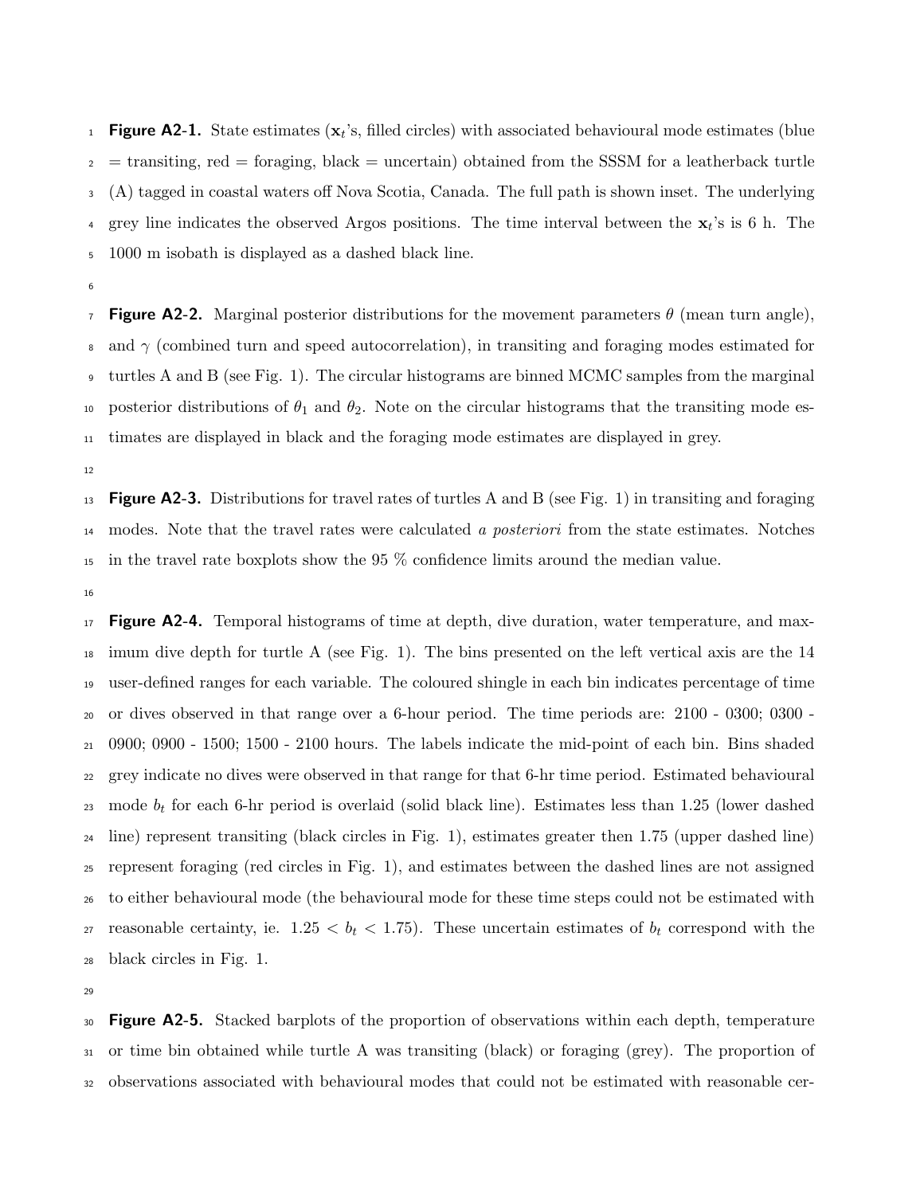**Figure A2-1.** State estimates ($\mathbf{x}_t$'s, filled circles) with associated behavioural mode estimates (blue = transiting, red = foraging, black = uncertain) obtained from the SSSM for a leatherback turtle (A) tagged in coastal waters off Nova Scotia, Canada. The full path is shown inset. The underlying grey line indicates the observed Argos positions. The time interval between the $\mathbf{x}_t$'s is 6 h. The 1000 m isobath is displayed as a dashed black line.

**Figure A2-2.** Marginal posterior distributions for the movement parameters $\theta$ (mean turn angle), and $\gamma$ (combined turn and speed autocorrelation), in transiting and foraging modes estimated for turtles A and B (see Fig. 1). The circular histograms are binned MCMC samples from the marginal posterior distributions of $\theta_1$ and $\theta_2$. Note on the circular histograms that the transiting mode estimates are displayed in black and the foraging mode estimates are displayed in grey.

**Figure A2-3.** Distributions for travel rates of turtles A and B (see Fig. 1) in transiting and foraging modes. Note that the travel rates were calculated *a posteriori* from the state estimates. Notches in the travel rate boxplots show the 95 % confidence limits around the median value.

**Figure A2-4.** Temporal histograms of time at depth, dive duration, water temperature, and maximum dive depth for turtle A (see Fig. 1). The bins presented on the left vertical axis are the 14 user-defined ranges for each variable. The coloured shingle in each bin indicates percentage of time or dives observed in that range over a 6-hour period. The time periods are: 2100 - 0300; 0300 - 0900; 0900 - 1500; 1500 - 2100 hours. The labels indicate the mid-point of each bin. Bins shaded grey indicate no dives were observed in that range for that 6-hr time period. Estimated behavioural mode $b_t$ for each 6-hr period is overlaid (solid black line). Estimates less than 1.25 (lower dashed line) represent transiting (black circles in Fig. 1), estimates greater then 1.75 (upper dashed line) represent foraging (red circles in Fig. 1), and estimates between the dashed lines are not assigned to either behavioural mode (the behavioural mode for these time steps could not be estimated with reasonable certainty, ie. $1.25 < b_t < 1.75$). These uncertain estimates of $b_t$ correspond with the black circles in Fig. 1.

**Figure A2-5.** Stacked barplots of the proportion of observations within each depth, temperature or time bin obtained while turtle A was transiting (black) or foraging (grey). The proportion of observations associated with behavioural modes that could not be estimated with reasonable cer-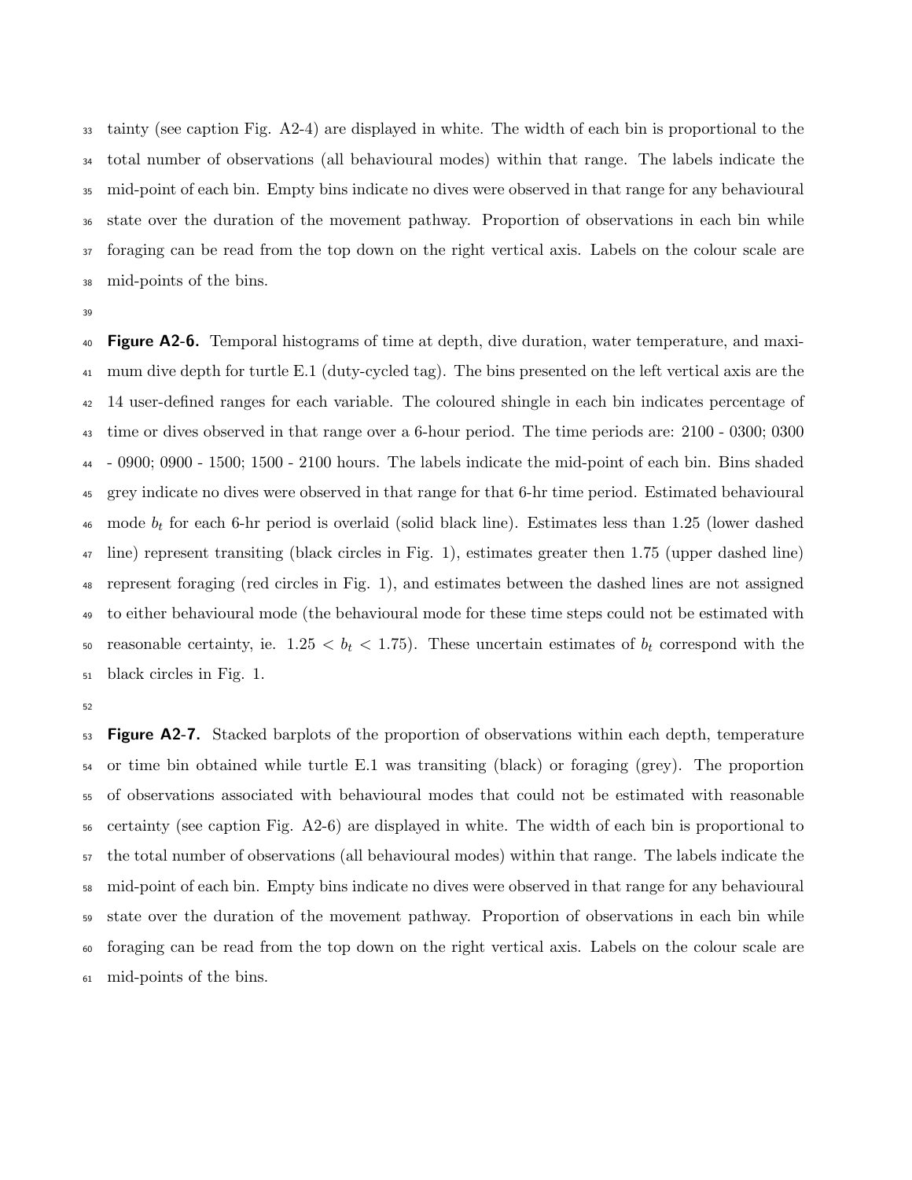tainty (see caption Fig. A2-4) are displayed in white. The width of each bin is proportional to the total number of observations (all behavioural modes) within that range. The labels indicate the mid-point of each bin. Empty bins indicate no dives were observed in that range for any behavioural state over the duration of the movement pathway. Proportion of observations in each bin while foraging can be read from the top down on the right vertical axis. Labels on the colour scale are mid-points of the bins.

**Figure A2-6.** Temporal histograms of time at depth, dive duration, water temperature, and maximum dive depth for turtle E.1 (duty-cycled tag). The bins presented on the left vertical axis are the 14 user-defined ranges for each variable. The coloured shingle in each bin indicates percentage of time or dives observed in that range over a 6-hour period. The time periods are: 2100 - 0300; 0300 - 0900; 0900 - 1500; 1500 - 2100 hours. The labels indicate the mid-point of each bin. Bins shaded grey indicate no dives were observed in that range for that 6-hr time period. Estimated behavioural mode $b_t$ for each 6-hr period is overlaid (solid black line). Estimates less than 1.25 (lower dashed line) represent transiting (black circles in Fig. 1), estimates greater then 1.75 (upper dashed line) represent foraging (red circles in Fig. 1), and estimates between the dashed lines are not assigned to either behavioural mode (the behavioural mode for these time steps could not be estimated with reasonable certainty, ie. $1.25 < b_t < 1.75$). These uncertain estimates of $b_t$ correspond with the black circles in Fig. 1.

**Figure A2-7.** Stacked barplots of the proportion of observations within each depth, temperature or time bin obtained while turtle E.1 was transiting (black) or foraging (grey). The proportion of observations associated with behavioural modes that could not be estimated with reasonable certainty (see caption Fig. A2-6) are displayed in white. The width of each bin is proportional to the total number of observations (all behavioural modes) within that range. The labels indicate the mid-point of each bin. Empty bins indicate no dives were observed in that range for any behavioural state over the duration of the movement pathway. Proportion of observations in each bin while foraging can be read from the top down on the right vertical axis. Labels on the colour scale are mid-points of the bins.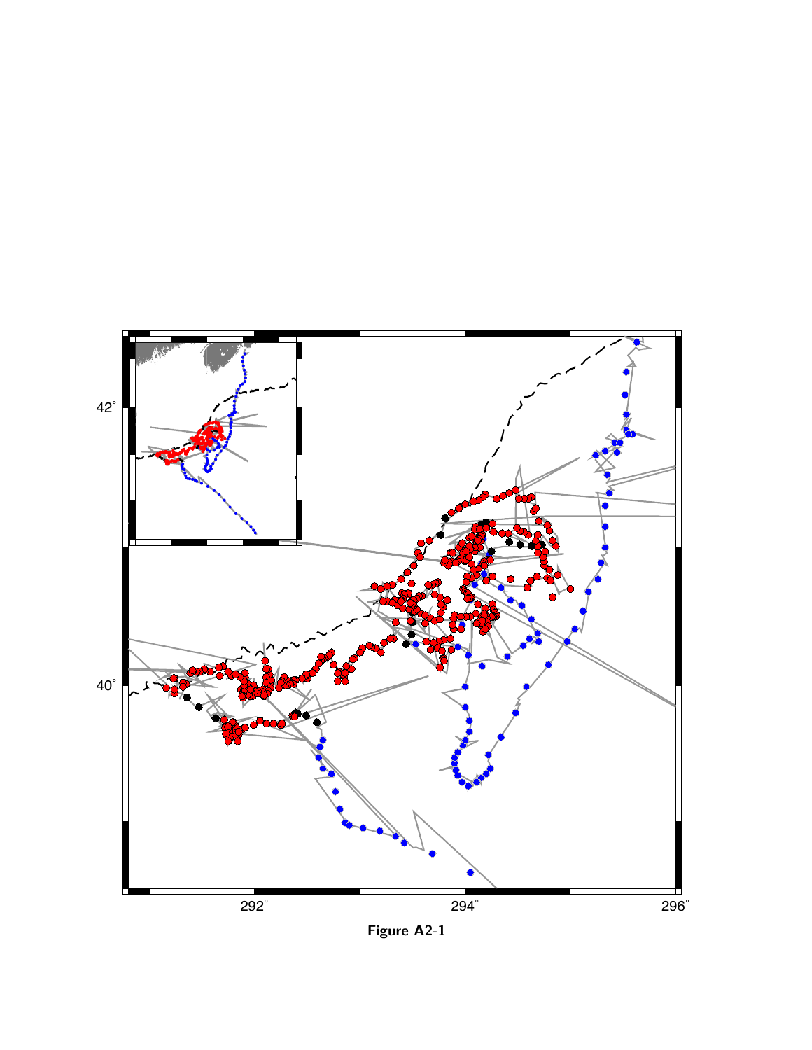**Figure A2-1**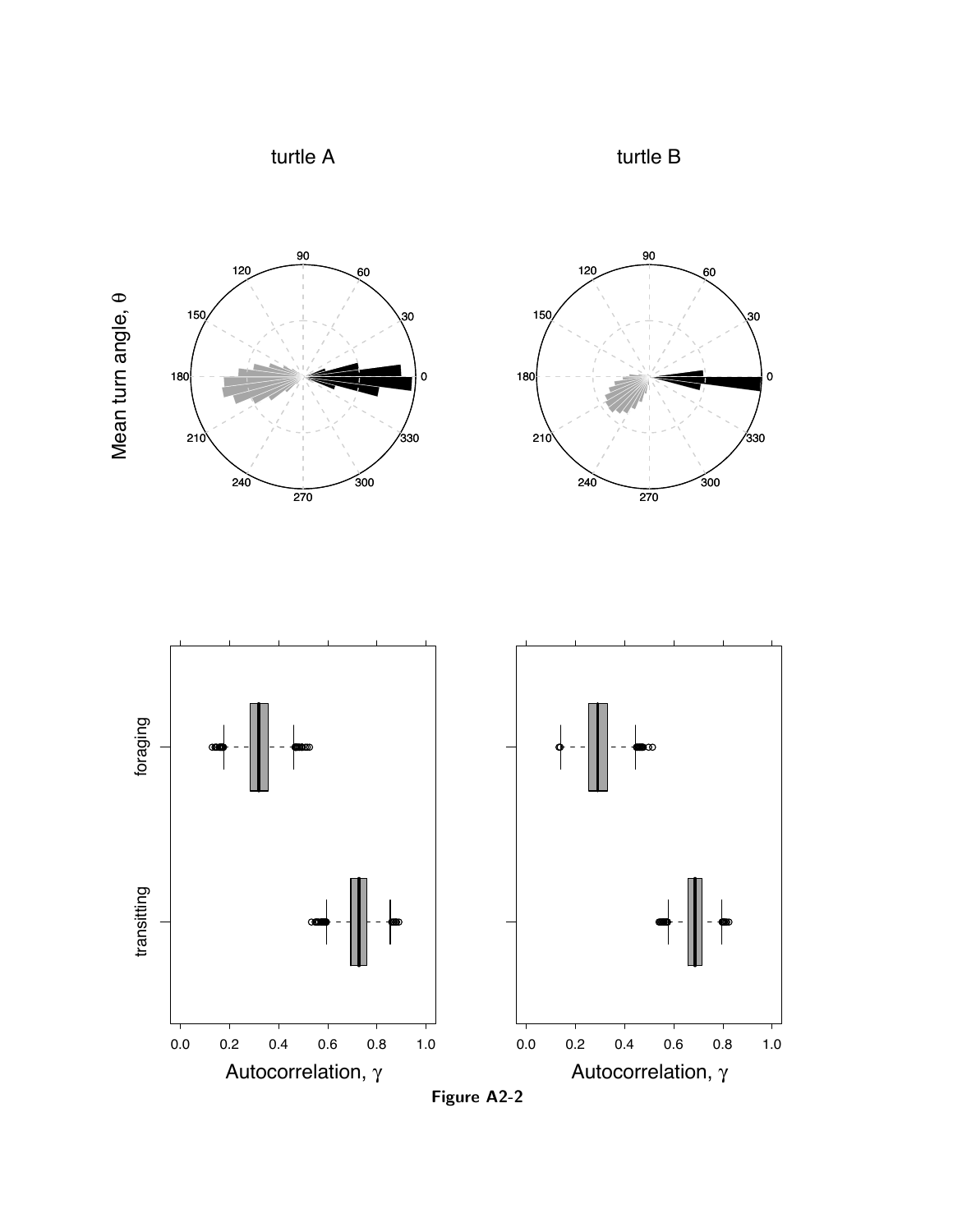**Figure A2-2**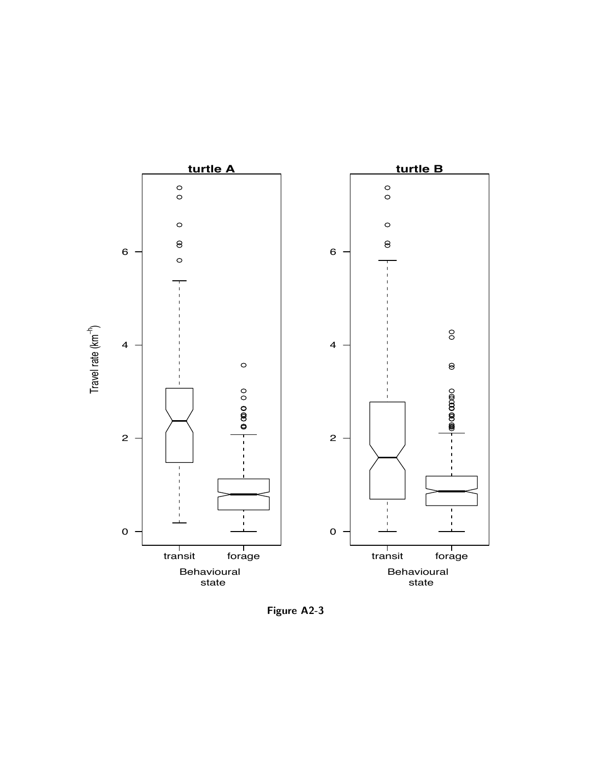**Figure A2-3**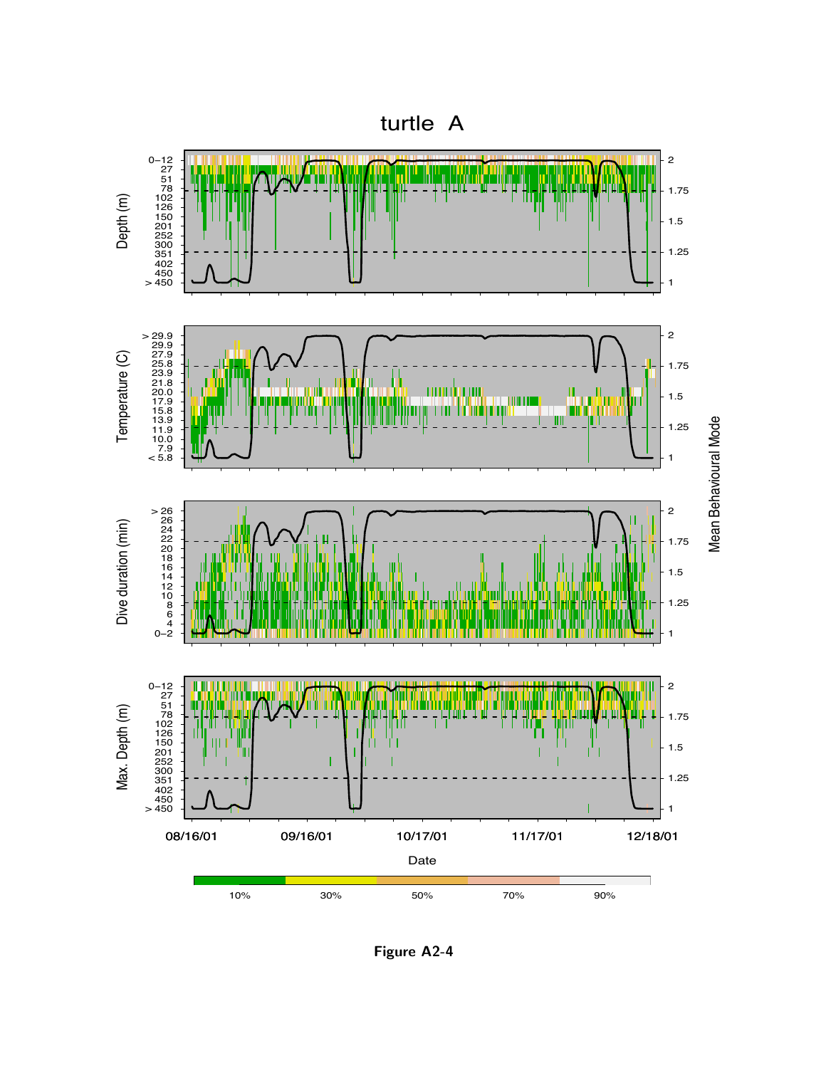# turtle A

**Figure A2-4**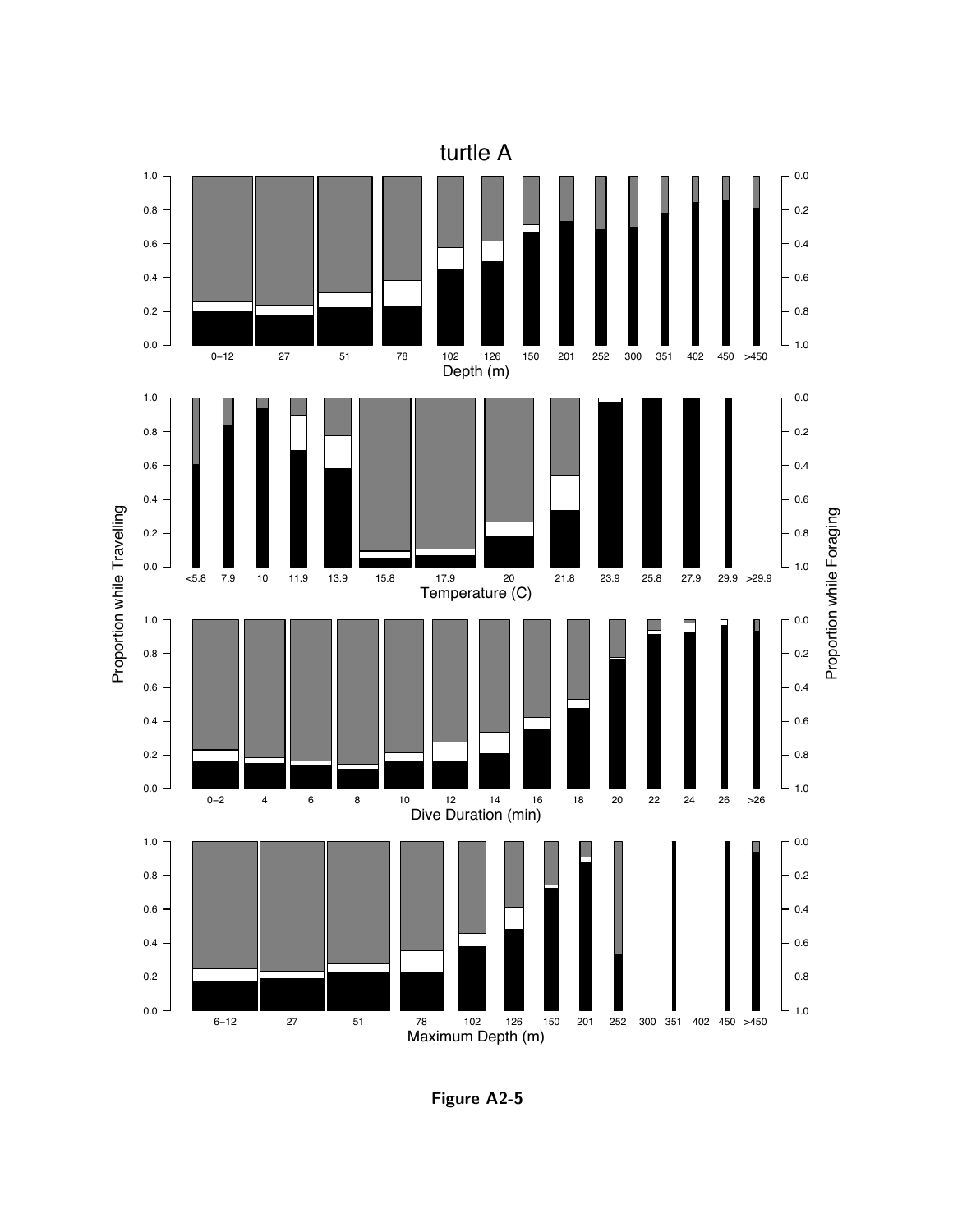**Figure A2-5**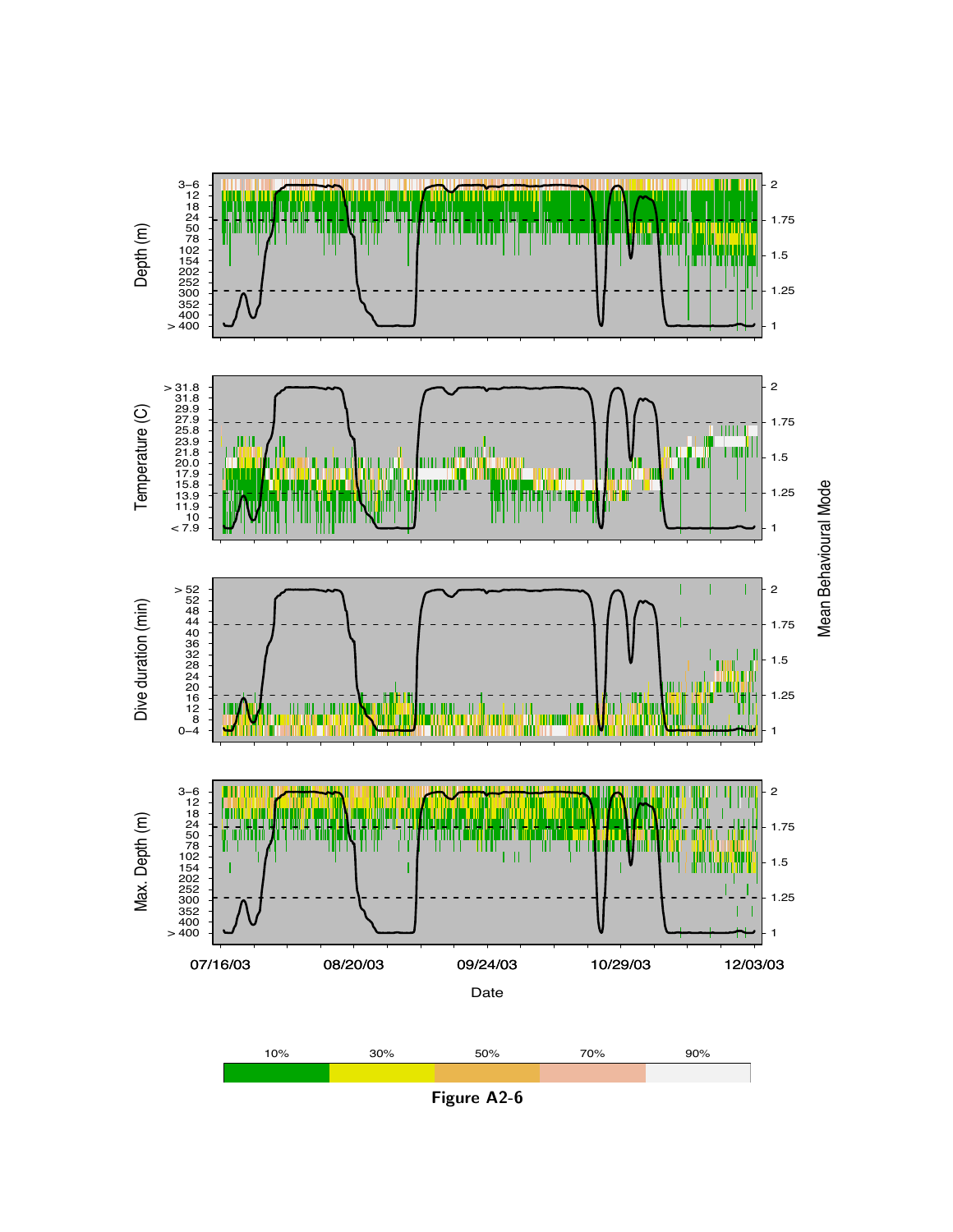**Figure A2-6**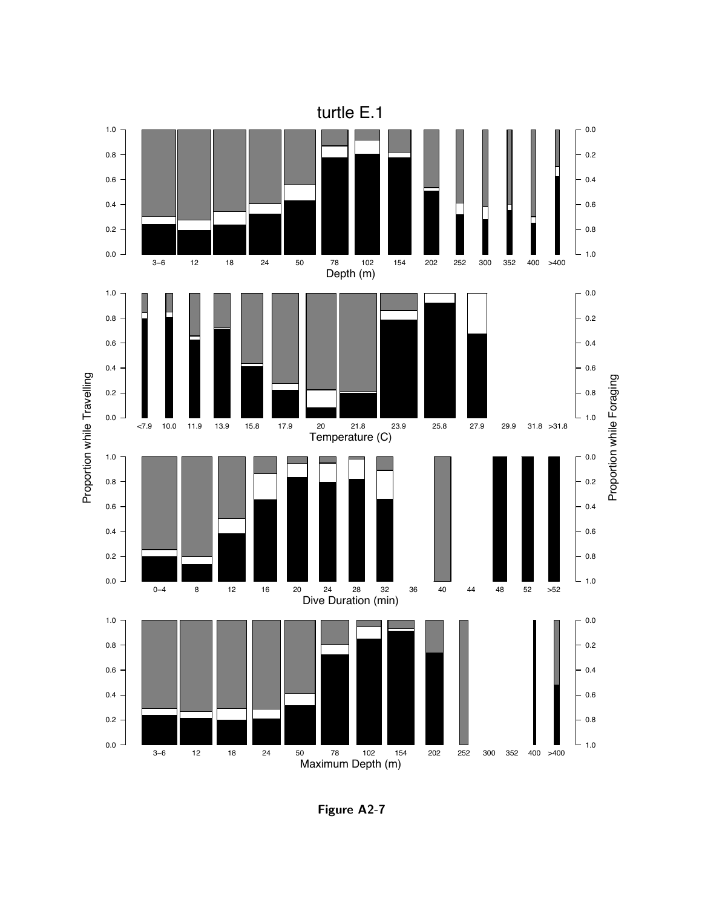turtle E.1

Proportion while Travelling

Proportion while Foraging

1.0
0.8
0.6
0.4
0.2
0.0

0.0
0.2
0.4
0.6
0.8
1.0

3–6 12 18 24 50 78 102 154 202 252 300 352 400 >400

Depth (m)

<7.9 10.0 11.9 13.9 15.8 17.9 20 21.8 23.9 25.8 27.9 29.9 31.8 >31.8

Temperature (C)

0–4 8 12 16 20 24 28 32 36 40 44 48 52 >52

Dive Duration (min)

3–6 12 18 24 50 78 102 154 202 252 300 352 400 >400

Maximum Depth (m)

**Figure A2-7**